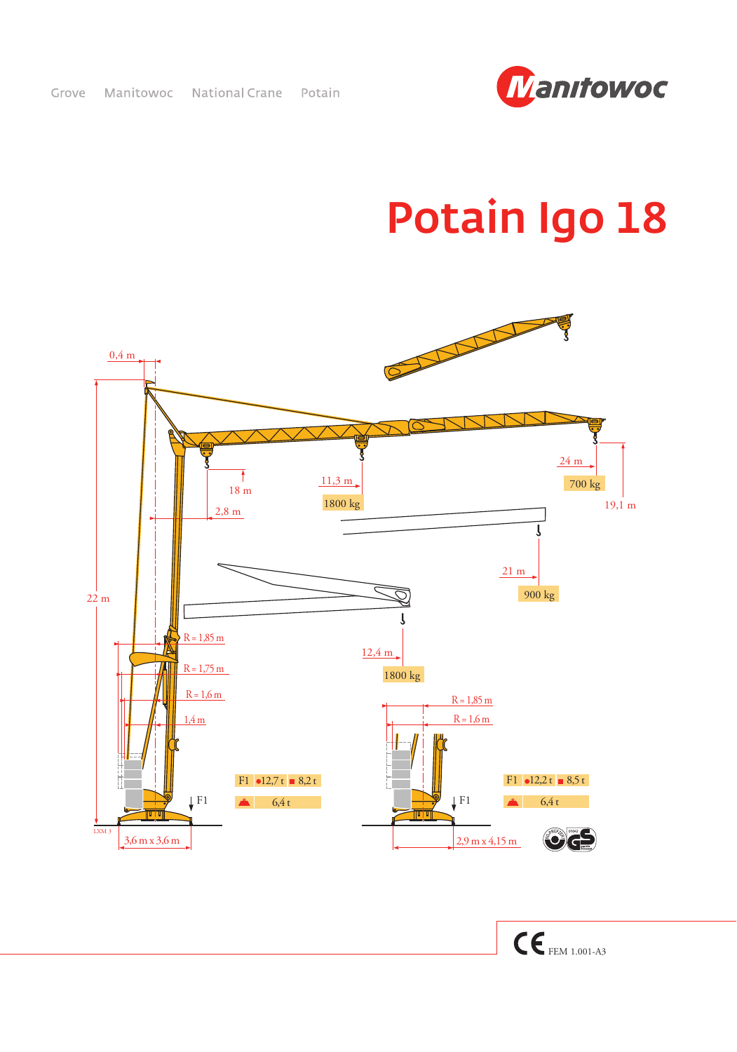Grove Manitowoc National Crane Potain

Manitowoc

# Potain Igo 18

0,4 m

22 m

18 m

2,8 m

11,3 m

1800 kg

24 m

700 kg

19,1 m

21 m

900 kg

12,4 m

1800 kg

R = 1,85 m

R = 1,75 m

R = 1,6 m

1,4 m

F1

| F1 | ● 12,7 t | ■ 8,2 t |
|---|---|---|
| | 6,4 t | |

LXM 3

3,6 m x 3,6 m

R = 1,85 m

R = 1,6 m

F1

| F1 | ● 12,2 t | ■ 8,5 t |
|---|---|---|
| | 6,4 t | |

2,9 m x 4,15 m

CE FEM 1.001-A3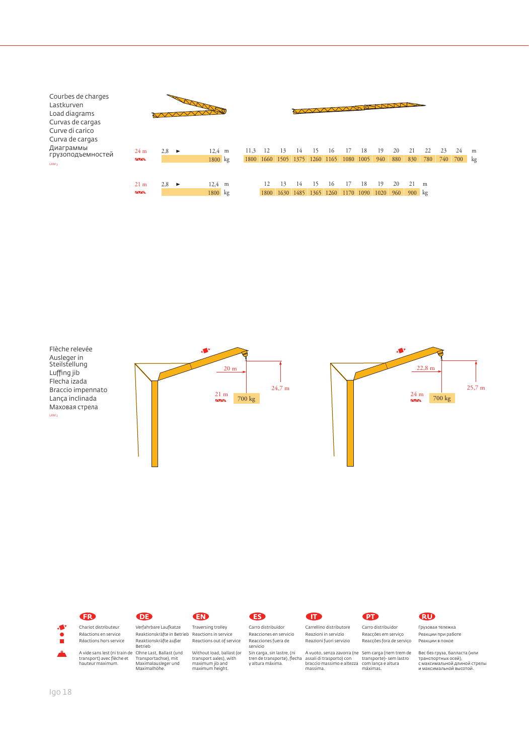Courbes de charges
Lastkurven
Load diagrams
Curvas de cargas
Curve di carico
Curva de cargas
Диаграммы грузоподъемностей

LXM 3

| 24 m | 2,8 ► 12,4 m | 11,3 | 12 | 13 | 14 | 15 | 16 | 17 | 18 | 19 | 20 | 21 | 22 | 23 | 24 | m |
|---|---|---|---|---|---|---|---|---|---|---|---|---|---|---|---|---|
| | 1800 kg | 1800 | 1660 | 1505 | 1375 | 1260 | 1165 | 1080 | 1005 | 940 | 880 | 830 | 780 | 740 | 700 | kg |

| 21 m | 2,8 ► 12,4 m | 12 | 13 | 14 | 15 | 16 | 17 | 18 | 19 | 20 | 21 | m |
|---|---|---|---|---|---|---|---|---|---|---|---|---|
| | 1800 kg | 1800 | 1630 | 1485 | 1365 | 1260 | 1170 | 1090 | 1020 | 960 | 900 | kg |

Flèche relevée
Ausleger in Steilstellung
Luffing jib
Flecha izada
Braccio impennato
Lança inclinada
Маховая стрела

LXM 3

21 m — 20 m — 700 kg — 24,7 m

24 m — 22,8 m — 700 kg — 25,7 m

| | FR | DE | EN | ES | IT | PT | RU |
|---|---|---|---|---|---|---|---|
| | Chariot distributeur | Verfahrbare Laufkatze | Traversing trolley | Carro distribuidor | Carrellino distributore | Carro distribuidor | Грузовая тележка |
| ● | Réactions en service | Reaktionskräfte in Betrieb | Reactions in service | Reacciones en servicio | Reazioni in servizio | Reacções em serviço | Реакции при работе |
| ■ | Réactions hors service | Reaktionskräfte außer Betrieb | Reactions out of service | Reacciones fuera de servicio | Reazioni fuori servizio | Reacções fora de serviço | Реакции в покое |
| | A vide sans lest (ni train de transport) avec flèche et hauteur maximum. | Ohne Last, Ballast (und Transportachse), mit Maximalausleger und Maximalhöhe. | Without load, ballast (or transport axles), with maximum jib and maximum height. | Sin carga, sin lastre, (ni tren de transporte), flecha y altura máxima. | A vuoto, senza zavorra (ne assali di trasporto) con braccio massimo e altezza massima. | Sem carga (nem trem de transporte)- sem lastro com lança e altura máximas. | Вес без груза, балласта (или транспортных осей), с максимальной длиной стрелы и максимальной высотой. |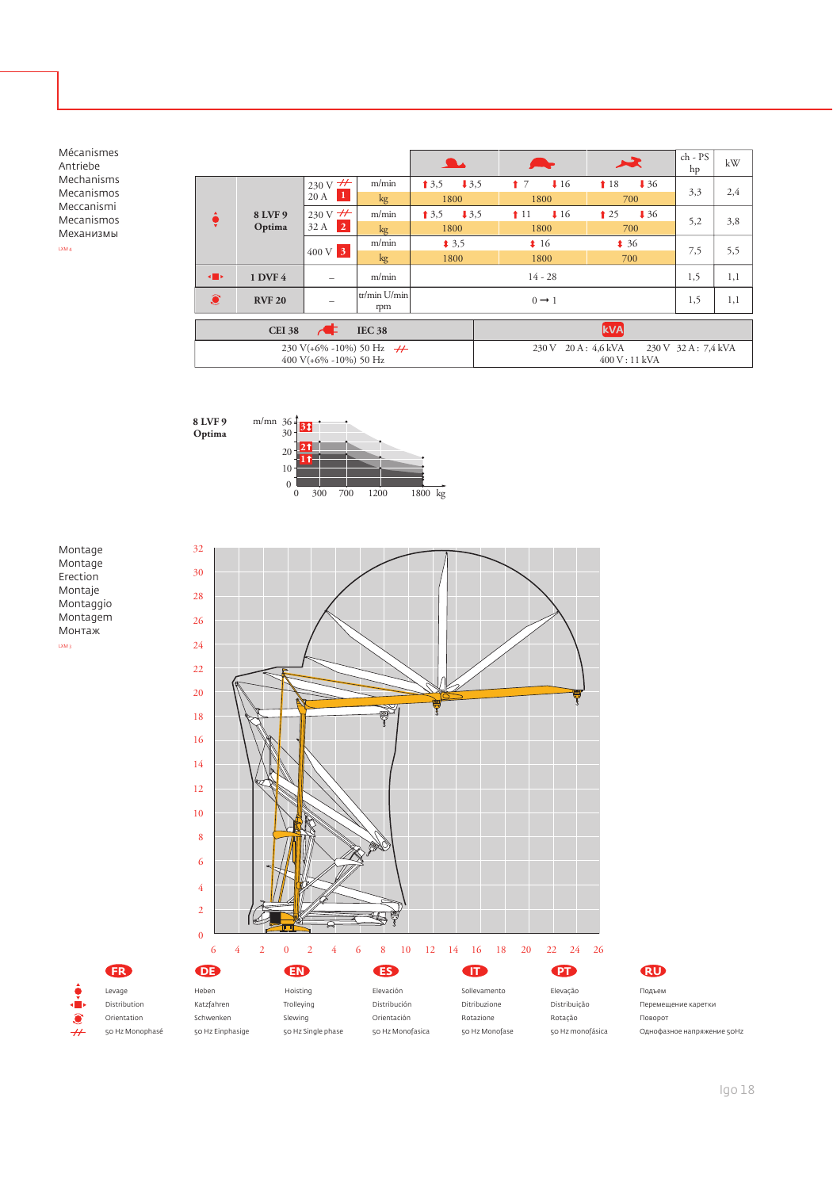Mécanismes
Antriebe
Mechanisms
Mecanismos
Meccanismi
Mecanismos
Механизмы

LXM 4

| | | | | Slow | Medium | Fast | ch - PS hp | kW |
|---|---|---|---|---|---|---|---|---|
| Levage | 8 LVF 9 Optima | 230 V 20 A [1] | m/min | ↑ 3,5 ↓ 3,5 | ↑ 7 ↓ 16 | ↑ 18 ↓ 36 | 3,3 | 2,4 |
| | | | kg | 1800 | 1800 | 700 | | |
| | | 230 V 32 A [2] | m/min | ↑ 3,5 ↓ 3,5 | ↑ 11 ↓ 16 | ↑ 25 ↓ 36 | 5,2 | 3,8 |
| | | | kg | 1800 | 1800 | 700 | | |
| | | 400 V [3] | m/min | ↕ 3,5 | ↕ 16 | ↕ 36 | 7,5 | 5,5 |
| | | | kg | 1800 | 1800 | 700 | | |
| Distribution | 1 DVF 4 | – | m/min | 14 - 28 | | | 1,5 | 1,1 |
| Orientation | RVF 20 | – | tr/min U/min rpm | 0 → 1 | | | 1,5 | 1,1 |

| CEI 38 — IEC 38 | kVA |
|---|---|
| 230 V(+6% -10%) 50 Hz (monophasé)<br>400 V(+6% -10%) 50 Hz | 230 V 20 A : 4,6 kVA 230 V 32 A : 7,4 kVA<br>400 V : 11 kVA |

**8 LVF 9 Optima**

m/mn: 36, 30, 20, 10, 0 — 3↕, 2↑, 1↑ — kg: 0, 300, 700, 1200, 1800

Montage
Montage
Erection
Montaje
Montaggio
Montagem
Монтаж

LXM 3

| | FR | DE | EN | ES | IT | PT | RU |
|---|---|---|---|---|---|---|---|
| | Levage | Heben | Hoisting | Elevación | Sollevamento | Elevação | Подъем |
| | Distribution | Katzfahren | Trolleying | Distribución | Ditribuzione | Distribuição | Перемещение каретки |
| | Orientation | Schwenken | Slewing | Orientación | Rotazione | Rotação | Поворот |
| | 50 Hz Monophasé | 50 Hz Einphasige | 50 Hz Single phase | 50 Hz Monofasica | 50 Hz Monofase | 50 Hz monofásica | Однофазное напряжение 50Hz |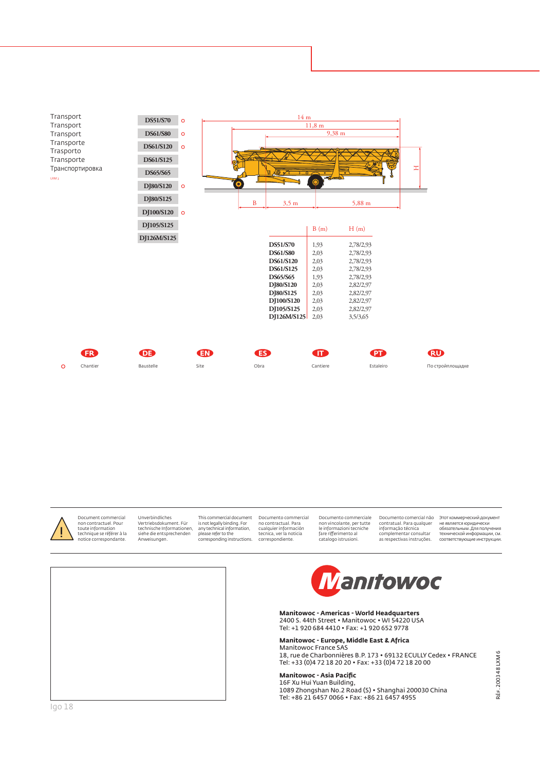Transport
Transport
Transport
Transporte
Trasporto
Transporte
Транспортировка

LXM 3

| | |
|---|---|
| DS51/S70 | o |
| DS61/S80 | o |
| DS61/S120 | o |
| DS61/S125 | |
| DS65/S65 | |
| DJ80/S120 | o |
| DJ80/S125 | |
| DJ100/S120 | o |
| DJ105/S125 | |
| DJ126M/S125 | |

14 m
11,8 m
9,38 m
H
B
3,5 m
5,88 m

| | B (m) | H (m) |
|---|---|---|
| DS51/S70 | 1,93 | 2,78/2,93 |
| DS61/S80 | 2,03 | 2,78/2,93 |
| DS61/S120 | 2,03 | 2,78/2,93 |
| DS61/S125 | 2,03 | 2,78/2,93 |
| DS65/S65 | 1,93 | 2,78/2,93 |
| DJ80/S120 | 2,03 | 2,82/2,97 |
| DJ80/S125 | 2,03 | 2,82/2,97 |
| DJ100/S120 | 2,03 | 2,82/2,97 |
| DJ105/S125 | 2,03 | 2,82/2,97 |
| DJ126M/S125 | 2,03 | 3,5/3,65 |

| | FR | DE | EN | ES | IT | PT | RU |
|---|---|---|---|---|---|---|---|
| o | Chantier | Baustelle | Site | Obra | Cantiere | Estaleiro | По стройплощадке |

Document commercial non contractuel. Pour toute information technique se référer à la notice correspondante.

Unverbindliches Vertriebsdokument. Für technische Informationen, siehe die entsprechenden Anweisungen.

This commercial document is not legally binding. For any technical information, please refer to the corresponding instructions.

Documento commercial no contractual. Para cualquier información tecnica, ver la noticia correspondiente.

Documento commerciale non vincolante, per tutte le informazioni tecniche fare rifferimento al catalogo istrusioni.

Documento comercial não contratual. Para qualquer informação técnica complementar consultar as respectivas instruções.

Этот коммерческий документ не является юридически обязательным. Для получения технической информации, см. соответствующие инструкции.

Manitowoc

**Manitowoc - Americas - World Headquarters**
2400 S. 44th Street • Manitowoc • WI 54220 USA
Tel: +1 920 684 4410 • Fax: +1 920 652 9778

**Manitowoc - Europe, Middle East & Africa**
Manitowoc France SAS
18, rue de Charbonnières B.P. 173 • 69132 ECULLY Cedex • FRANCE
Tel: +33 (0)4 72 18 20 20 • Fax: +33 (0)4 72 18 20 00

**Manitowoc - Asia Pacific**
16F Xu Hui Yuan Building,
1089 Zhongshan No.2 Road (S) • Shanghai 200030 China
Tel: +86 21 6457 0066 • Fax: +86 21 6457 4955

RÉF. 200348 LXM 6

Igo 18